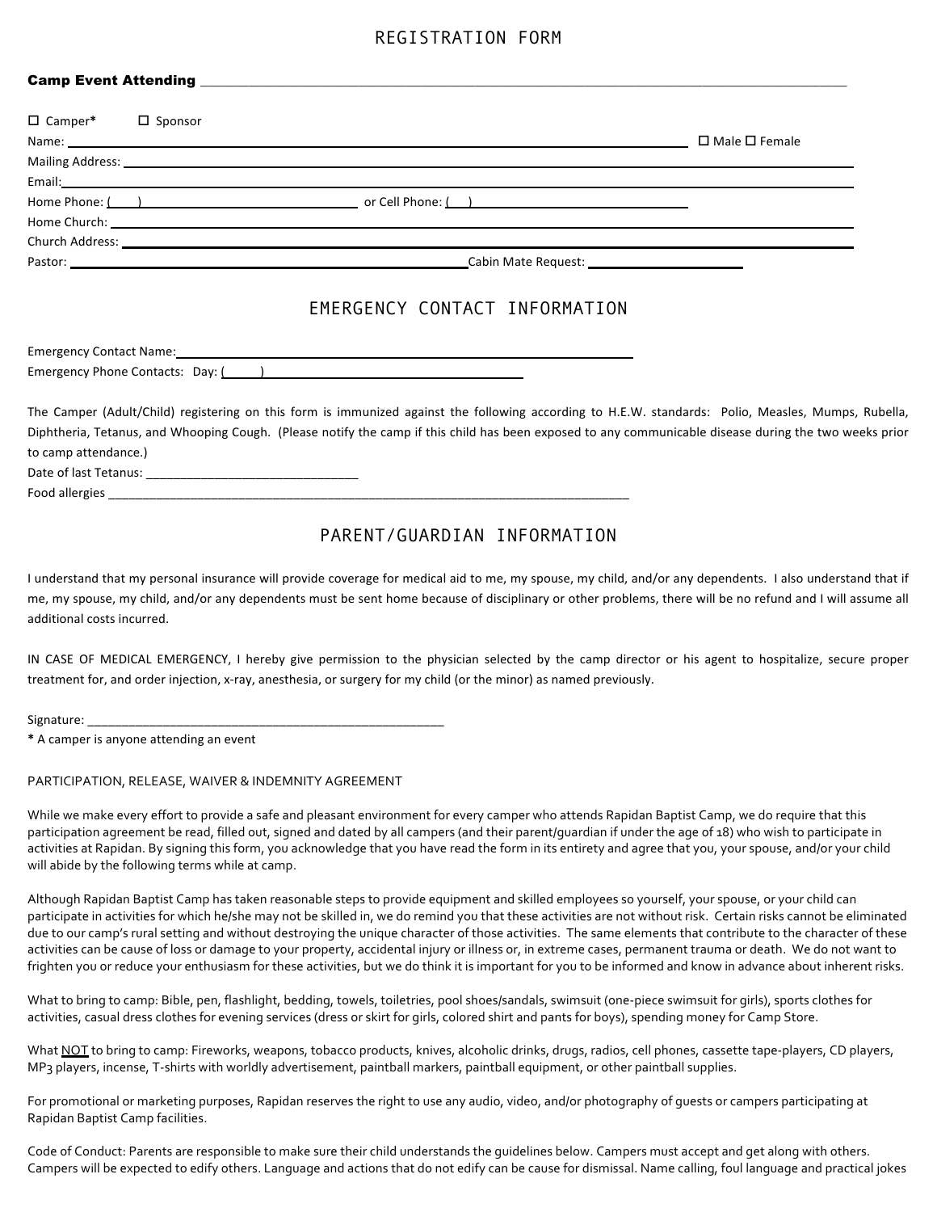# REGISTRATION FORM

**Camp Event Attending** ______________________________________________

☐ Camper* ☐ Sponsor

Name: ______________________________________________ ☐ Male ☐ Female

Mailing Address: ______________________________________________

Email: ______________________________________________

Home Phone: ( ) ______________________ or Cell Phone: ( ) ______________________

Home Church: ______________________________________________

Church Address: ______________________________________________

Pastor: ______________________ Cabin Mate Request: ______________________

## EMERGENCY CONTACT INFORMATION

Emergency Contact Name: ______________________________________________

Emergency Phone Contacts: Day: ( ) ______________________

The Camper (Adult/Child) registering on this form is immunized against the following according to H.E.W. standards: Polio, Measles, Mumps, Rubella, Diphtheria, Tetanus, and Whooping Cough. (Please notify the camp if this child has been exposed to any communicable disease during the two weeks prior to camp attendance.)

Date of last Tetanus: ______________________

Food allergies ______________________________________________

## PARENT/GUARDIAN INFORMATION

I understand that my personal insurance will provide coverage for medical aid to me, my spouse, my child, and/or any dependents. I also understand that if me, my spouse, my child, and/or any dependents must be sent home because of disciplinary or other problems, there will be no refund and I will assume all additional costs incurred.

IN CASE OF MEDICAL EMERGENCY, I hereby give permission to the physician selected by the camp director or his agent to hospitalize, secure proper treatment for, and order injection, x-ray, anesthesia, or surgery for my child (or the minor) as named previously.

Signature: ______________________________________________

**\*** A camper is anyone attending an event

PARTICIPATION, RELEASE, WAIVER & INDEMNITY AGREEMENT

While we make every effort to provide a safe and pleasant environment for every camper who attends Rapidan Baptist Camp, we do require that this participation agreement be read, filled out, signed and dated by all campers (and their parent/guardian if under the age of 18) who wish to participate in activities at Rapidan. By signing this form, you acknowledge that you have read the form in its entirety and agree that you, your spouse, and/or your child will abide by the following terms while at camp.

Although Rapidan Baptist Camp has taken reasonable steps to provide equipment and skilled employees so yourself, your spouse, or your child can participate in activities for which he/she may not be skilled in, we do remind you that these activities are not without risk. Certain risks cannot be eliminated due to our camp's rural setting and without destroying the unique character of those activities. The same elements that contribute to the character of these activities can be cause of loss or damage to your property, accidental injury or illness or, in extreme cases, permanent trauma or death. We do not want to frighten you or reduce your enthusiasm for these activities, but we do think it is important for you to be informed and know in advance about inherent risks.

What to bring to camp: Bible, pen, flashlight, bedding, towels, toiletries, pool shoes/sandals, swimsuit (one-piece swimsuit for girls), sports clothes for activities, casual dress clothes for evening services (dress or skirt for girls, colored shirt and pants for boys), spending money for Camp Store.

What <u>NOT</u> to bring to camp: Fireworks, weapons, tobacco products, knives, alcoholic drinks, drugs, radios, cell phones, cassette tape-players, CD players, MP3 players, incense, T-shirts with worldly advertisement, paintball markers, paintball equipment, or other paintball supplies.

For promotional or marketing purposes, Rapidan reserves the right to use any audio, video, and/or photography of guests or campers participating at Rapidan Baptist Camp facilities.

Code of Conduct: Parents are responsible to make sure their child understands the guidelines below. Campers must accept and get along with others. Campers will be expected to edify others. Language and actions that do not edify can be cause for dismissal. Name calling, foul language and practical jokes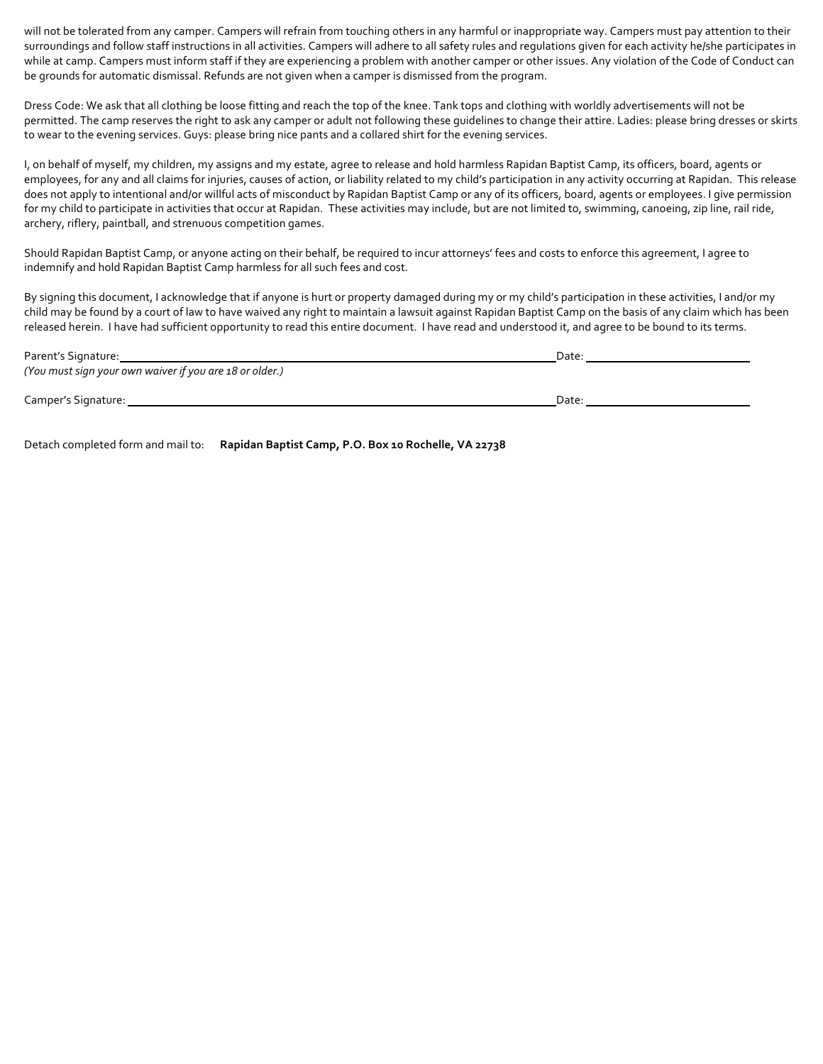will not be tolerated from any camper. Campers will refrain from touching others in any harmful or inappropriate way. Campers must pay attention to their surroundings and follow staff instructions in all activities. Campers will adhere to all safety rules and regulations given for each activity he/she participates in while at camp. Campers must inform staff if they are experiencing a problem with another camper or other issues. Any violation of the Code of Conduct can be grounds for automatic dismissal. Refunds are not given when a camper is dismissed from the program.

Dress Code: We ask that all clothing be loose fitting and reach the top of the knee. Tank tops and clothing with worldly advertisements will not be permitted. The camp reserves the right to ask any camper or adult not following these guidelines to change their attire. Ladies: please bring dresses or skirts to wear to the evening services. Guys: please bring nice pants and a collared shirt for the evening services.

I, on behalf of myself, my children, my assigns and my estate, agree to release and hold harmless Rapidan Baptist Camp, its officers, board, agents or employees, for any and all claims for injuries, causes of action, or liability related to my child's participation in any activity occurring at Rapidan. This release does not apply to intentional and/or willful acts of misconduct by Rapidan Baptist Camp or any of its officers, board, agents or employees. I give permission for my child to participate in activities that occur at Rapidan. These activities may include, but are not limited to, swimming, canoeing, zip line, rail ride, archery, riflery, paintball, and strenuous competition games.

Should Rapidan Baptist Camp, or anyone acting on their behalf, be required to incur attorneys' fees and costs to enforce this agreement, I agree to indemnify and hold Rapidan Baptist Camp harmless for all such fees and cost.

By signing this document, I acknowledge that if anyone is hurt or property damaged during my or my child's participation in these activities, I and/or my child may be found by a court of law to have waived any right to maintain a lawsuit against Rapidan Baptist Camp on the basis of any claim which has been released herein. I have had sufficient opportunity to read this entire document. I have read and understood it, and agree to be bound to its terms.

Parent's Signature:______________________________________________ Date: ____________________
*(You must sign your own waiver if you are 18 or older.)*

Camper's Signature: ______________________________________________ Date: ____________________

Detach completed form and mail to: **Rapidan Baptist Camp, P.O. Box 10 Rochelle, VA 22738**